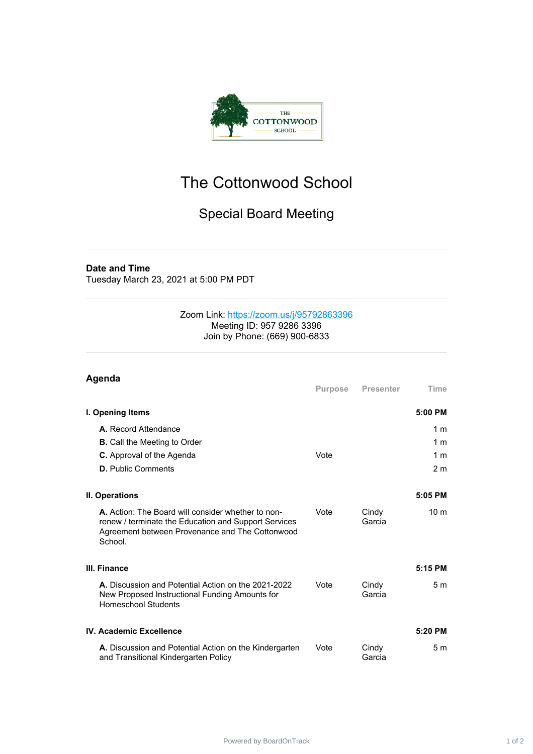# The Cottonwood School

## Special Board Meeting

**Date and Time**
Tuesday March 23, 2021 at 5:00 PM PDT

Zoom Link: https://zoom.us/j/95792863396
Meeting ID: 957 9286 3396
Join by Phone: (669) 900-6833

### Agenda

| | Purpose | Presenter | Time |
|---|---|---|---|
| **I. Opening Items** | | | **5:00 PM** |
| **A.** Record Attendance | | | 1 m |
| **B.** Call the Meeting to Order | | | 1 m |
| **C.** Approval of the Agenda | Vote | | 1 m |
| **D.** Public Comments | | | 2 m |
| **II. Operations** | | | **5:05 PM** |
| **A.** Action: The Board will consider whether to non-renew / terminate the Education and Support Services Agreement between Provenance and The Cottonwood School. | Vote | Cindy Garcia | 10 m |
| **III. Finance** | | | **5:15 PM** |
| **A.** Discussion and Potential Action on the 2021-2022 New Proposed Instructional Funding Amounts for Homeschool Students | Vote | Cindy Garcia | 5 m |
| **IV. Academic Excellence** | | | **5:20 PM** |
| **A.** Discussion and Potential Action on the Kindergarten and Transitional Kindergarten Policy | Vote | Cindy Garcia | 5 m |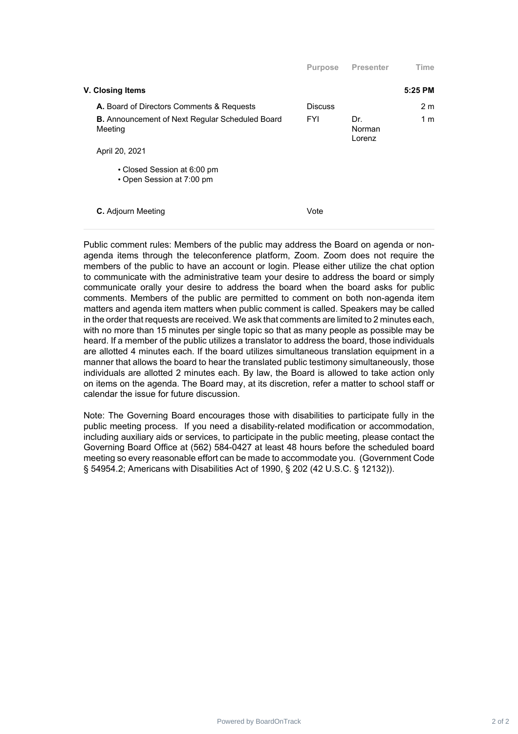| | Purpose | Presenter | Time |
|---|---|---|---|
| **V. Closing Items** | | | **5:25 PM** |
| **A.** Board of Directors Comments & Requests | Discuss | | 2 m |
| **B.** Announcement of Next Regular Scheduled Board Meeting | FYI | Dr. Norman Lorenz | 1 m |
| April 20, 2021<br>• Closed Session at 6:00 pm<br>• Open Session at 7:00 pm | | | |
| **C.** Adjourn Meeting | Vote | | |

Public comment rules: Members of the public may address the Board on agenda or non-agenda items through the teleconference platform, Zoom. Zoom does not require the members of the public to have an account or login. Please either utilize the chat option to communicate with the administrative team your desire to address the board or simply communicate orally your desire to address the board when the board asks for public comments. Members of the public are permitted to comment on both non-agenda item matters and agenda item matters when public comment is called. Speakers may be called in the order that requests are received. We ask that comments are limited to 2 minutes each, with no more than 15 minutes per single topic so that as many people as possible may be heard. If a member of the public utilizes a translator to address the board, those individuals are allotted 4 minutes each. If the board utilizes simultaneous translation equipment in a manner that allows the board to hear the translated public testimony simultaneously, those individuals are allotted 2 minutes each. By law, the Board is allowed to take action only on items on the agenda. The Board may, at its discretion, refer a matter to school staff or calendar the issue for future discussion.

Note: The Governing Board encourages those with disabilities to participate fully in the public meeting process. If you need a disability-related modification or accommodation, including auxiliary aids or services, to participate in the public meeting, please contact the Governing Board Office at (562) 584-0427 at least 48 hours before the scheduled board meeting so every reasonable effort can be made to accommodate you. (Government Code § 54954.2; Americans with Disabilities Act of 1990, § 202 (42 U.S.C. § 12132)).